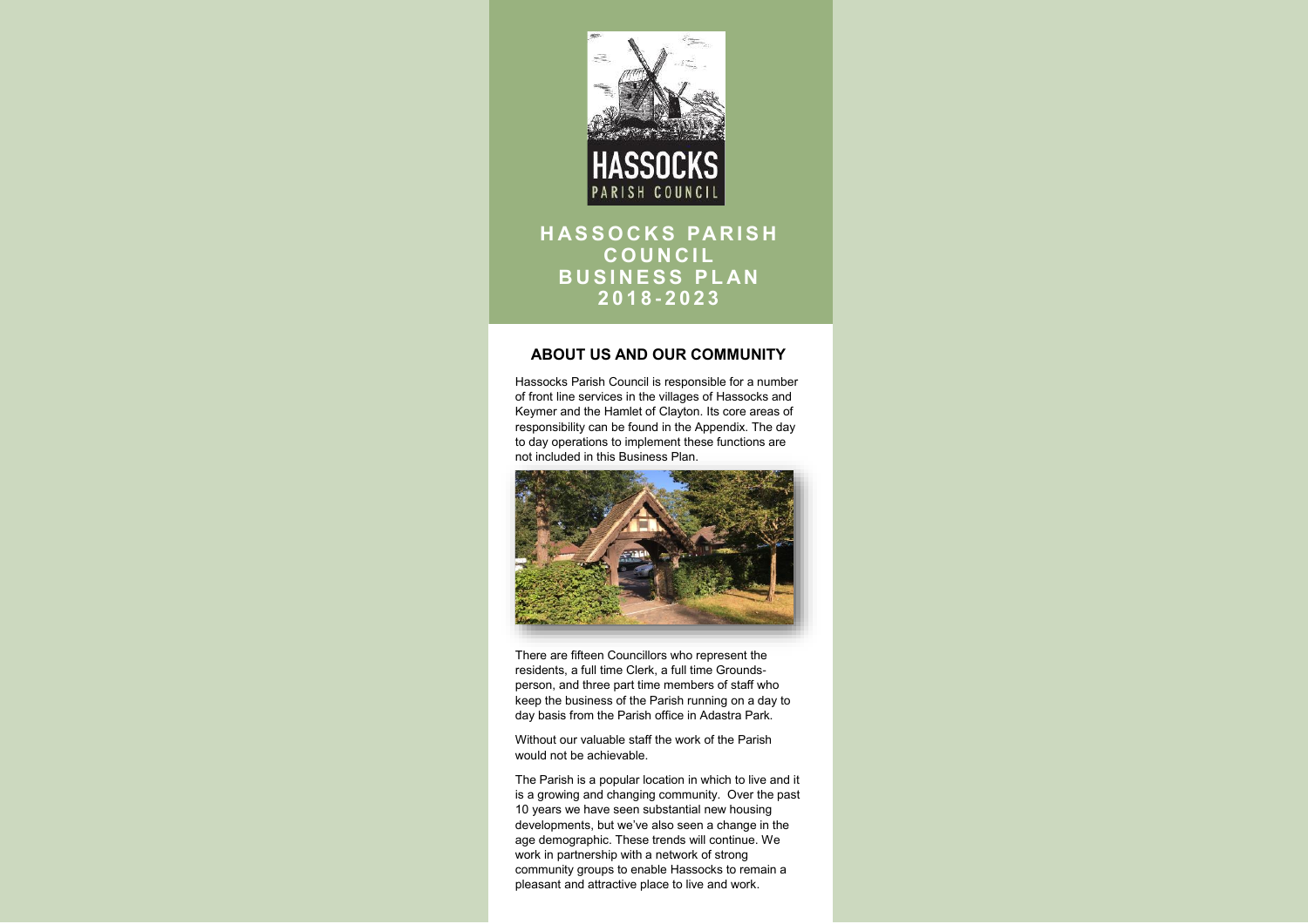# HASSOCKS PARISH COUNCIL BUSINESS PLAN 2018-2023

## ABOUT US AND OUR COMMUNITY

Hassocks Parish Council is responsible for a number of front line services in the villages of Hassocks and Keymer and the Hamlet of Clayton. Its core areas of responsibility can be found in the Appendix. The day to day operations to implement these functions are not included in this Business Plan.

There are fifteen Councillors who represent the residents, a full time Clerk, a full time Grounds-person, and three part time members of staff who keep the business of the Parish running on a day to day basis from the Parish office in Adastra Park.

Without our valuable staff the work of the Parish would not be achievable.

The Parish is a popular location in which to live and it is a growing and changing community. Over the past 10 years we have seen substantial new housing developments, but we've also seen a change in the age demographic. These trends will continue. We work in partnership with a network of strong community groups to enable Hassocks to remain a pleasant and attractive place to live and work.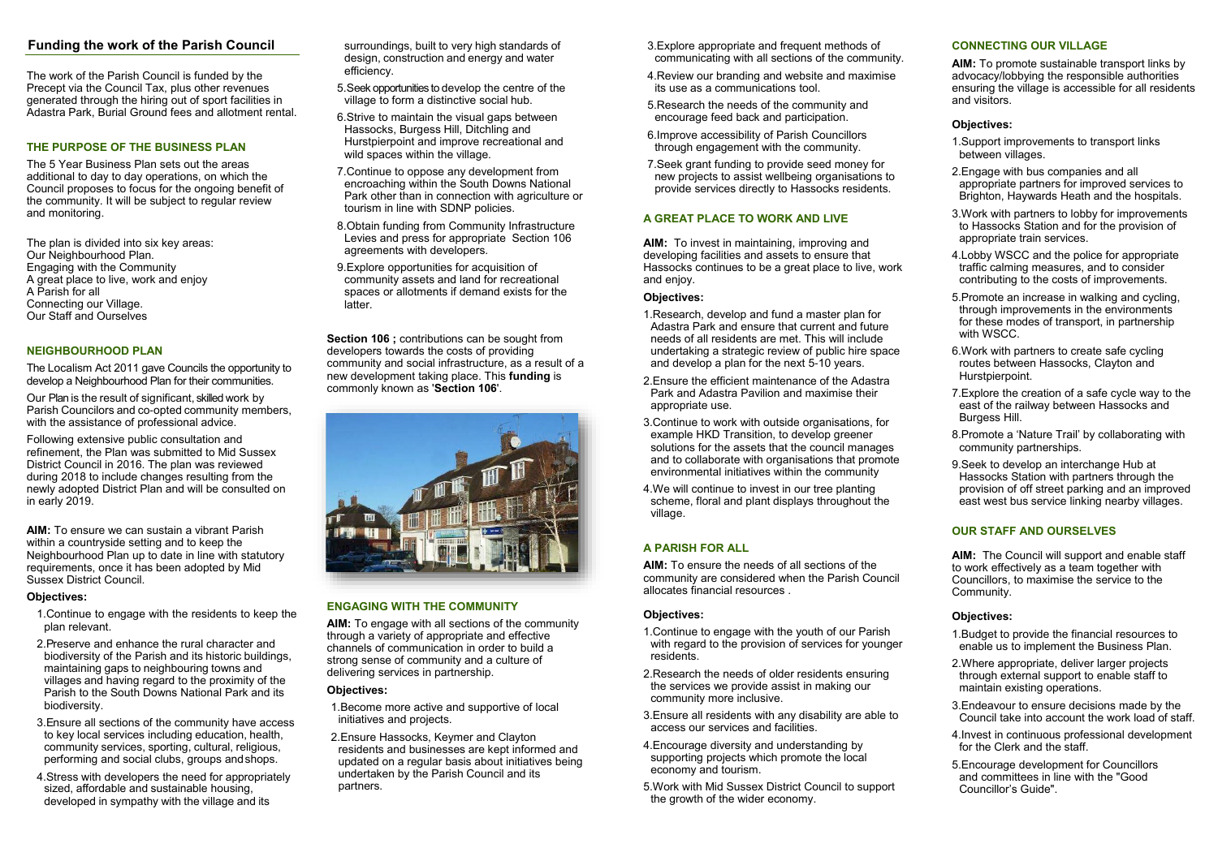## Funding the work of the Parish Council

The work of the Parish Council is funded by the Precept via the Council Tax, plus other revenues generated through the hiring out of sport facilities in Adastra Park, Burial Ground fees and allotment rental.

### THE PURPOSE OF THE BUSINESS PLAN

The 5 Year Business Plan sets out the areas additional to day to day operations, on which the Council proposes to focus for the ongoing benefit of the community. It will be subject to regular review and monitoring.

The plan is divided into six key areas:
Our Neighbourhood Plan.
Engaging with the Community
A great place to live, work and enjoy
A Parish for all
Connecting our Village.
Our Staff and Ourselves

### NEIGHBOURHOOD PLAN

The Localism Act 2011 gave Councils the opportunity to develop a Neighbourhood Plan for their communities.

Our Plan is the result of significant, skilled work by Parish Councilors and co-opted community members, with the assistance of professional advice.

Following extensive public consultation and refinement, the Plan was submitted to Mid Sussex District Council in 2016. The plan was reviewed during 2018 to include changes resulting from the newly adopted District Plan and will be consulted on in early 2019.

**AIM:** To ensure we can sustain a vibrant Parish within a countryside setting and to keep the Neighbourhood Plan up to date in line with statutory requirements, once it has been adopted by Mid Sussex District Council.

**Objectives:**

1. Continue to engage with the residents to keep the plan relevant.
2. Preserve and enhance the rural character and biodiversity of the Parish and its historic buildings, maintaining gaps to neighbouring towns and villages and having regard to the proximity of the Parish to the South Downs National Park and its biodiversity.
3. Ensure all sections of the community have access to key local services including education, health, community services, sporting, cultural, religious, performing and social clubs, groups and shops.
4. Stress with developers the need for appropriately sized, affordable and sustainable housing, developed in sympathy with the village and its surroundings, built to very high standards of design, construction and energy and water efficiency.
5. Seek opportunities to develop the centre of the village to form a distinctive social hub.
6. Strive to maintain the visual gaps between Hassocks, Burgess Hill, Ditchling and Hurstpierpoint and improve recreational and wild spaces within the village.
7. Continue to oppose any development from encroaching within the South Downs National Park other than in connection with agriculture or tourism in line with SDNP policies.
8. Obtain funding from Community Infrastructure Levies and press for appropriate Section 106 agreements with developers.
9. Explore opportunities for acquisition of community assets and land for recreational spaces or allotments if demand exists for the latter.

**Section 106 ;** contributions can be sought from developers towards the costs of providing community and social infrastructure, as a result of a new development taking place. This **funding** is commonly known as '**Section 106**'.

### ENGAGING WITH THE COMMUNITY

**AIM:** To engage with all sections of the community through a variety of appropriate and effective channels of communication in order to build a strong sense of community and a culture of delivering services in partnership.

**Objectives:**

1. Become more active and supportive of local initiatives and projects.
2. Ensure Hassocks, Keymer and Clayton residents and businesses are kept informed and updated on a regular basis about initiatives being undertaken by the Parish Council and its partners.
3. Explore appropriate and frequent methods of communicating with all sections of the community.
4. Review our branding and website and maximise its use as a communications tool.
5. Research the needs of the community and encourage feed back and participation.
6. Improve accessibility of Parish Councillors through engagement with the community.
7. Seek grant funding to provide seed money for new projects to assist wellbeing organisations to provide services directly to Hassocks residents.

### A GREAT PLACE TO WORK AND LIVE

**AIM:** To invest in maintaining, improving and developing facilities and assets to ensure that Hassocks continues to be a great place to live, work and enjoy.

**Objectives:**

1. Research, develop and fund a master plan for Adastra Park and ensure that current and future needs of all residents are met. This will include undertaking a strategic review of public hire space and develop a plan for the next 5-10 years.
2. Ensure the efficient maintenance of the Adastra Park and Adastra Pavilion and maximise their appropriate use.
3. Continue to work with outside organisations, for example HKD Transition, to develop greener solutions for the assets that the council manages and to collaborate with organisations that promote environmental initiatives within the community
4. We will continue to invest in our tree planting scheme, floral and plant displays throughout the village.

### A PARISH FOR ALL

**AIM:** To ensure the needs of all sections of the community are considered when the Parish Council allocates financial resources .

**Objectives:**

1. Continue to engage with the youth of our Parish with regard to the provision of services for younger residents.
2. Research the needs of older residents ensuring the services we provide assist in making our community more inclusive.
3. Ensure all residents with any disability are able to access our services and facilities.
4. Encourage diversity and understanding by supporting projects which promote the local economy and tourism.
5. Work with Mid Sussex District Council to support the growth of the wider economy.

### CONNECTING OUR VILLAGE

**AIM:** To promote sustainable transport links by advocacy/lobbying the responsible authorities ensuring the village is accessible for all residents and visitors.

**Objectives:**

1. Support improvements to transport links between villages.
2. Engage with bus companies and all appropriate partners for improved services to Brighton, Haywards Heath and the hospitals.
3. Work with partners to lobby for improvements to Hassocks Station and for the provision of appropriate train services.
4. Lobby WSCC and the police for appropriate traffic calming measures, and to consider contributing to the costs of improvements.
5. Promote an increase in walking and cycling, through improvements in the environments for these modes of transport, in partnership with WSCC.
6. Work with partners to create safe cycling routes between Hassocks, Clayton and Hurstpierpoint.
7. Explore the creation of a safe cycle way to the east of the railway between Hassocks and Burgess Hill.
8. Promote a 'Nature Trail' by collaborating with community partnerships.
9. Seek to develop an interchange Hub at Hassocks Station with partners through the provision of off street parking and an improved east west bus service linking nearby villages.

### OUR STAFF AND OURSELVES

**AIM:** The Council will support and enable staff to work effectively as a team together with Councillors, to maximise the service to the Community.

**Objectives:**

1. Budget to provide the financial resources to enable us to implement the Business Plan.
2. Where appropriate, deliver larger projects through external support to enable staff to maintain existing operations.
3. Endeavour to ensure decisions made by the Council take into account the work load of staff.
4. Invest in continuous professional development for the Clerk and the staff.
5. Encourage development for Councillors and committees in line with the "Good Councillor's Guide".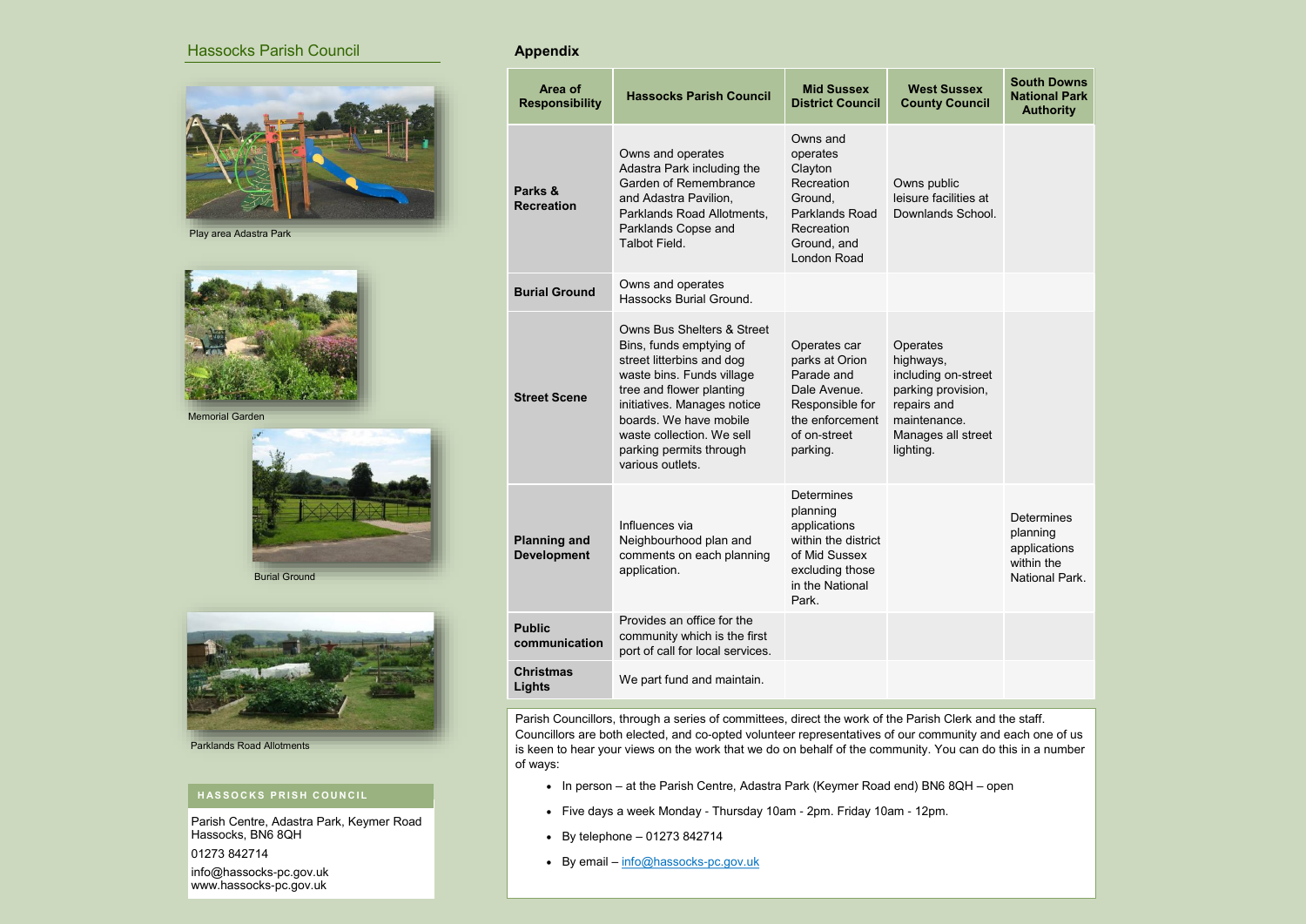Hassocks Parish Council

Play area Adastra Park

Memorial Garden

Burial Ground

Parklands Road Allotments

**HASSOCKS PRISH COUNCIL**

Parish Centre, Adastra Park, Keymer Road
Hassocks, BN6 8QH

01273 842714

info@hassocks-pc.gov.uk
www.hassocks-pc.gov.uk

## Appendix

| Area of Responsibility | Hassocks Parish Council | Mid Sussex District Council | West Sussex County Council | South Downs National Park Authority |
|---|---|---|---|---|
| **Parks & Recreation** | Owns and operates Adastra Park including the Garden of Remembrance and Adastra Pavilion, Parklands Road Allotments, Parklands Copse and Talbot Field. | Owns and operates Clayton Recreation Ground, Parklands Road Recreation Ground, and London Road | Owns public leisure facilities at Downlands School. | |
| **Burial Ground** | Owns and operates Hassocks Burial Ground. | | | |
| **Street Scene** | Owns Bus Shelters & Street Bins, funds emptying of street litterbins and dog waste bins. Funds village tree and flower planting initiatives. Manages notice boards. We have mobile waste collection. We sell parking permits through various outlets. | Operates car parks at Orion Parade and Dale Avenue. Responsible for the enforcement of on-street parking. | Operates highways, including on-street parking provision, repairs and maintenance. Manages all street lighting. | |
| **Planning and Development** | Influences via Neighbourhood plan and comments on each planning application. | Determines planning applications within the district of Mid Sussex excluding those in the National Park. | | Determines planning applications within the National Park. |
| **Public communication** | Provides an office for the community which is the first port of call for local services. | | | |
| **Christmas Lights** | We part fund and maintain. | | | |

Parish Councillors, through a series of committees, direct the work of the Parish Clerk and the staff. Councillors are both elected, and co-opted volunteer representatives of our community and each one of us is keen to hear your views on the work that we do on behalf of the community. You can do this in a number of ways:

- In person – at the Parish Centre, Adastra Park (Keymer Road end) BN6 8QH – open
- Five days a week Monday - Thursday 10am - 2pm. Friday 10am - 12pm.
- By telephone – 01273 842714
- By email – info@hassocks-pc.gov.uk